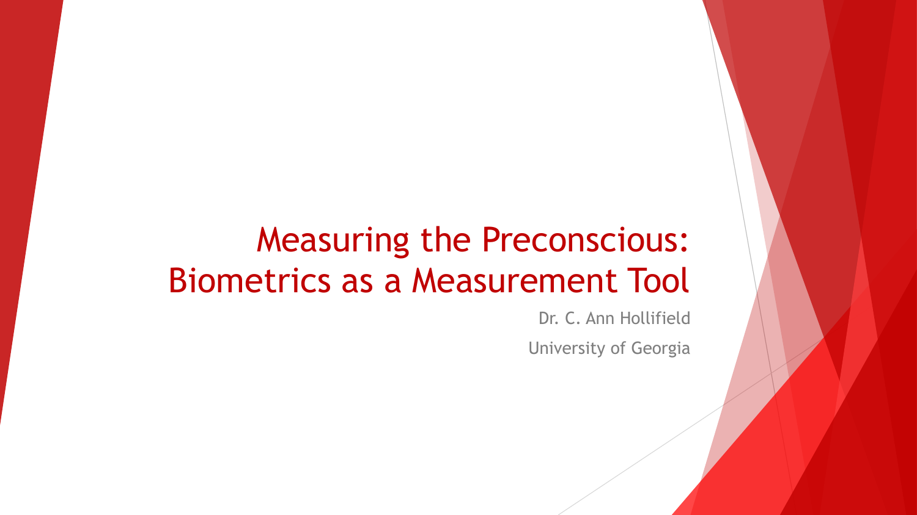# Measuring the Preconscious: Biometrics as a Measurement Tool

Dr. C. Ann Hollifield

University of Georgia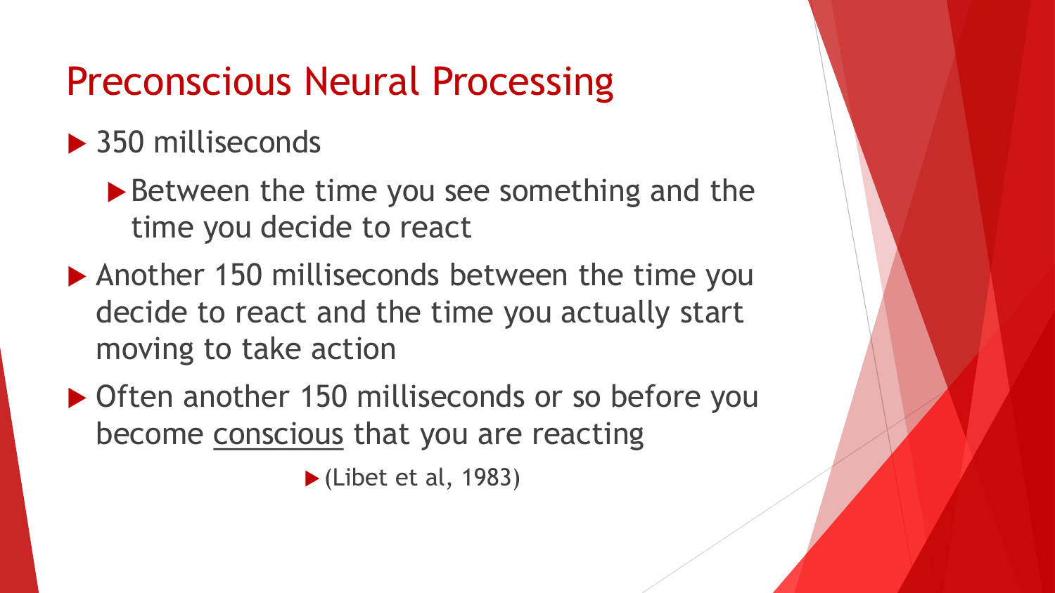# Preconscious Neural Processing

- 350 milliseconds
  - Between the time you see something and the time you decide to react
- Another 150 milliseconds between the time you decide to react and the time you actually start moving to take action
- Often another 150 milliseconds or so before you become conscious that you are reacting
  - (Libet et al, 1983)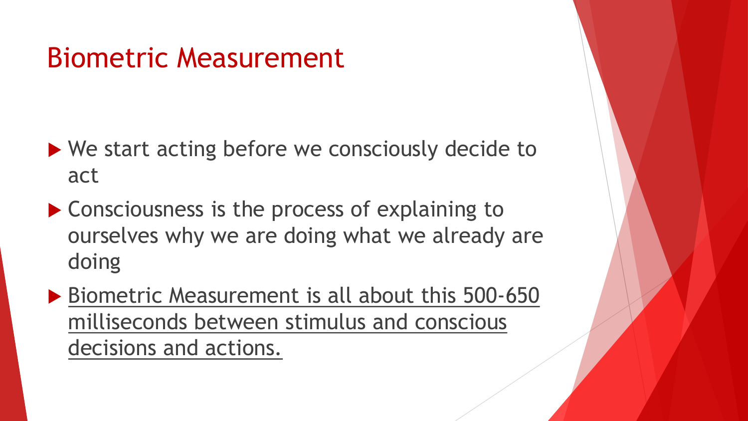# Biometric Measurement

- We start acting before we consciously decide to act
- Consciousness is the process of explaining to ourselves why we are doing what we already are doing
- <u>Biometric Measurement is all about this 500-650 milliseconds between stimulus and conscious decisions and actions.</u>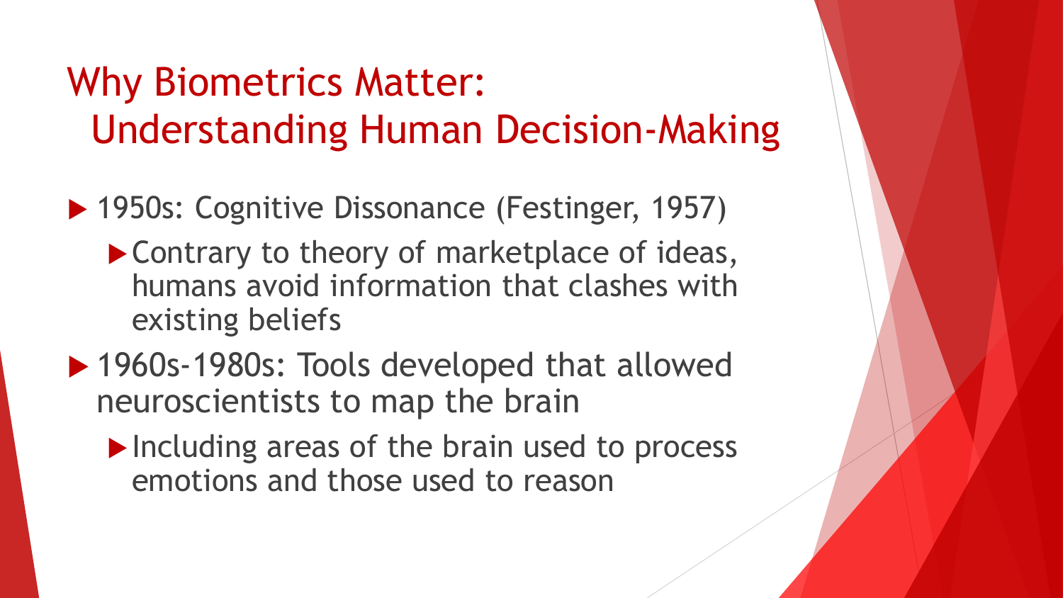# Why Biometrics Matter: Understanding Human Decision-Making

- 1950s: Cognitive Dissonance (Festinger, 1957)
  - Contrary to theory of marketplace of ideas, humans avoid information that clashes with existing beliefs
- 1960s-1980s: Tools developed that allowed neuroscientists to map the brain
  - Including areas of the brain used to process emotions and those used to reason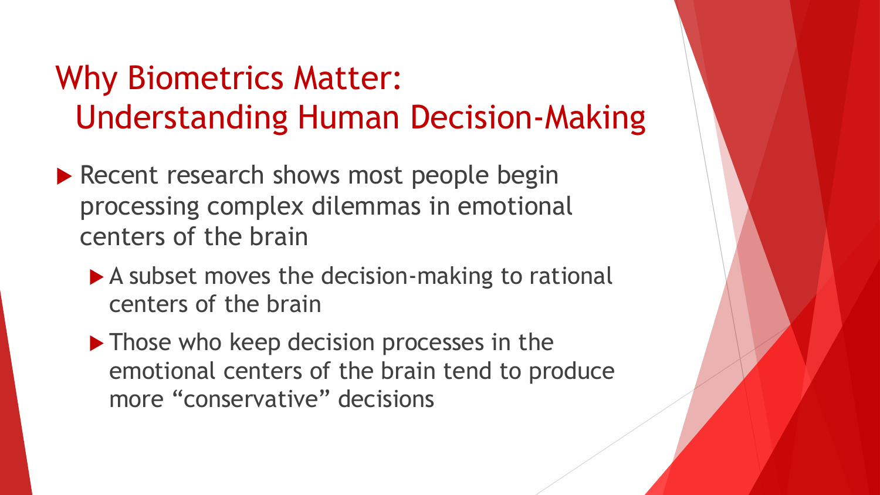# Why Biometrics Matter: Understanding Human Decision-Making

- Recent research shows most people begin processing complex dilemmas in emotional centers of the brain
  - A subset moves the decision-making to rational centers of the brain
  - Those who keep decision processes in the emotional centers of the brain tend to produce more “conservative” decisions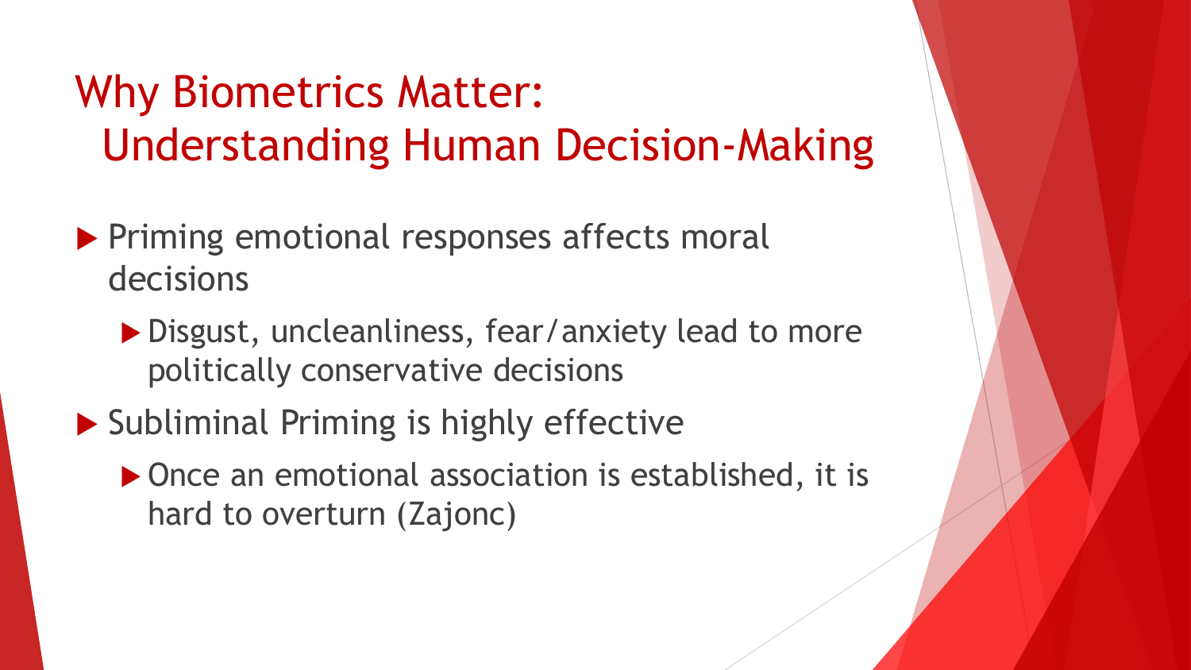# Why Biometrics Matter: Understanding Human Decision-Making

- Priming emotional responses affects moral decisions
  - Disgust, uncleanliness, fear/anxiety lead to more politically conservative decisions
- Subliminal Priming is highly effective
  - Once an emotional association is established, it is hard to overturn (Zajonc)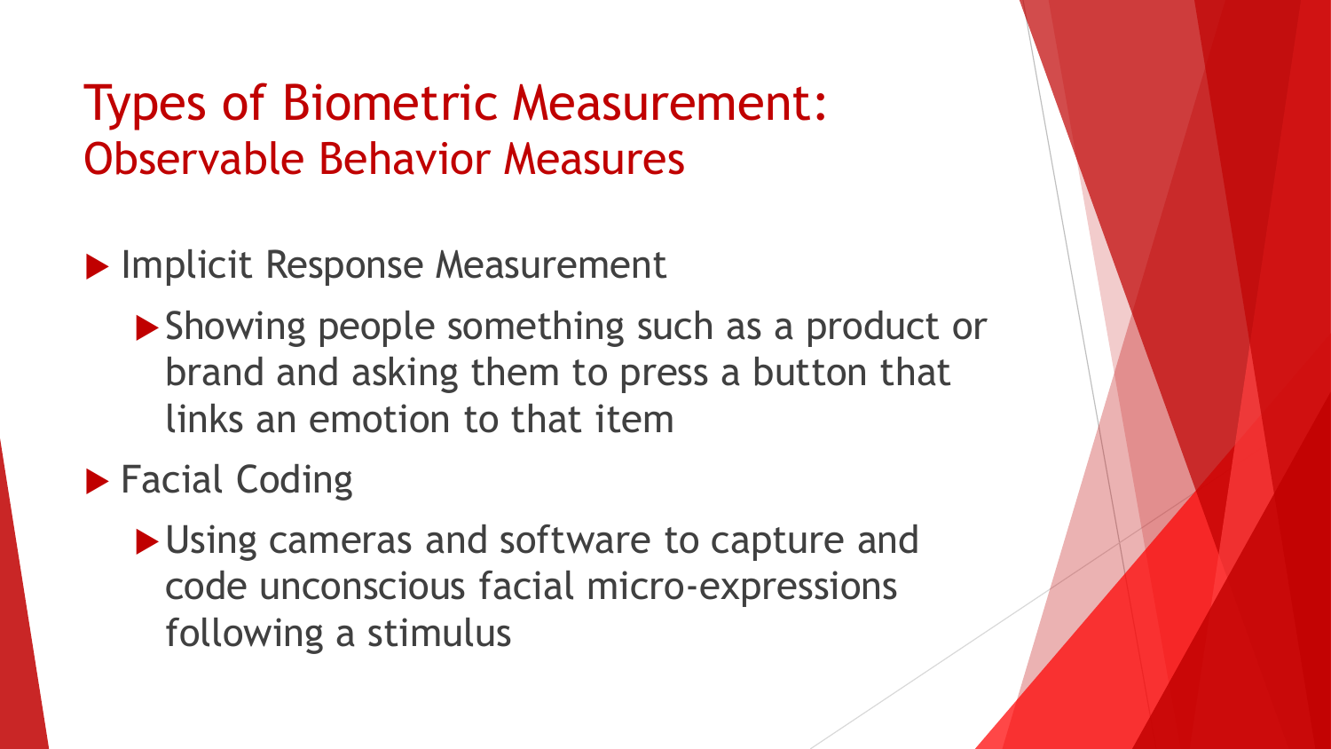# Types of Biometric Measurement:
## Observable Behavior Measures

- Implicit Response Measurement
  - Showing people something such as a product or brand and asking them to press a button that links an emotion to that item
- Facial Coding
  - Using cameras and software to capture and code unconscious facial micro-expressions following a stimulus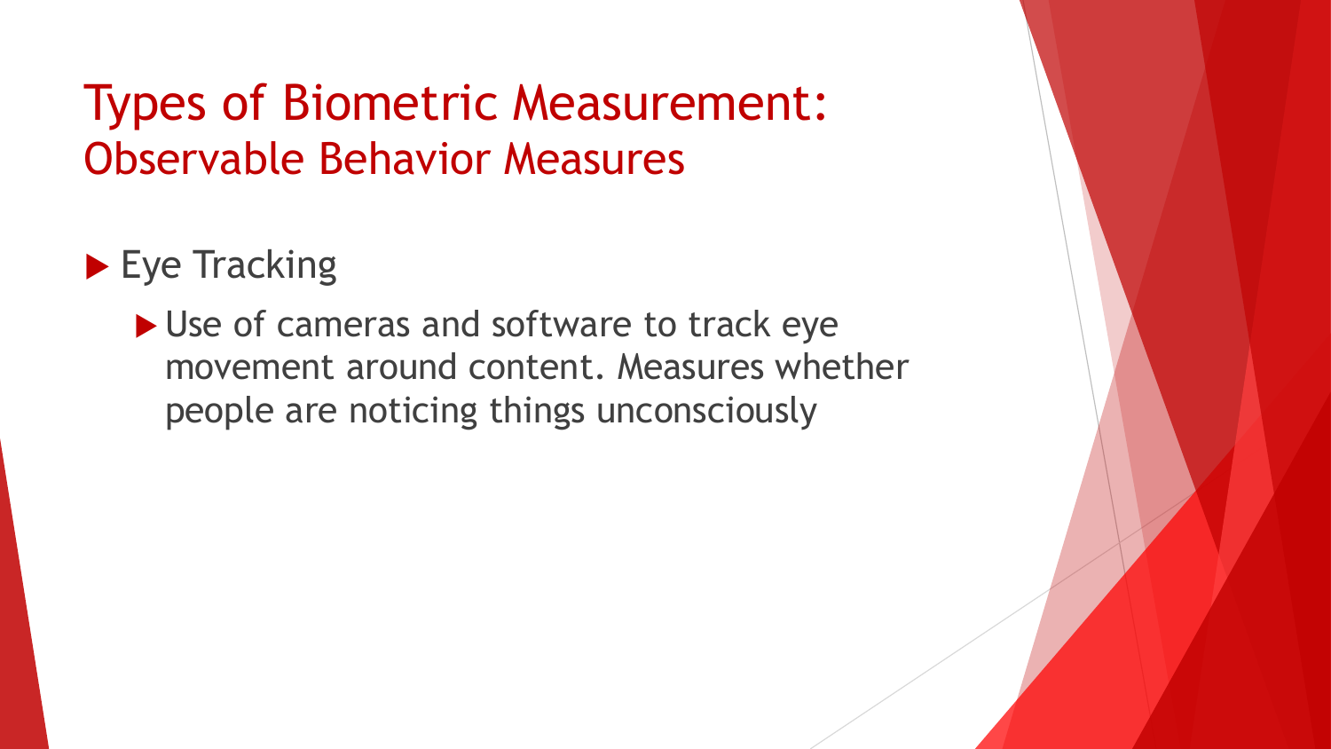# Types of Biometric Measurement:
## Observable Behavior Measures

- Eye Tracking
  - Use of cameras and software to track eye movement around content. Measures whether people are noticing things unconsciously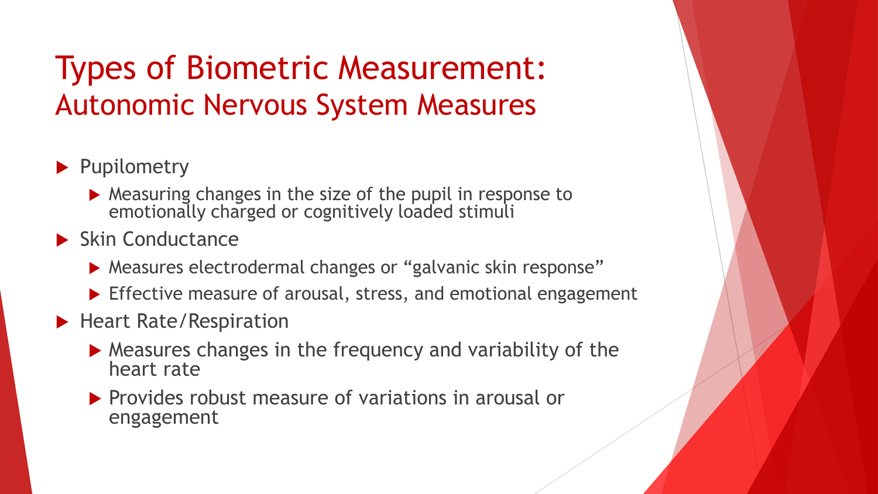# Types of Biometric Measurement: Autonomic Nervous System Measures

- Pupilometry
  - Measuring changes in the size of the pupil in response to emotionally charged or cognitively loaded stimuli
- Skin Conductance
  - Measures electrodermal changes or "galvanic skin response"
  - Effective measure of arousal, stress, and emotional engagement
- Heart Rate/Respiration
  - Measures changes in the frequency and variability of the heart rate
  - Provides robust measure of variations in arousal or engagement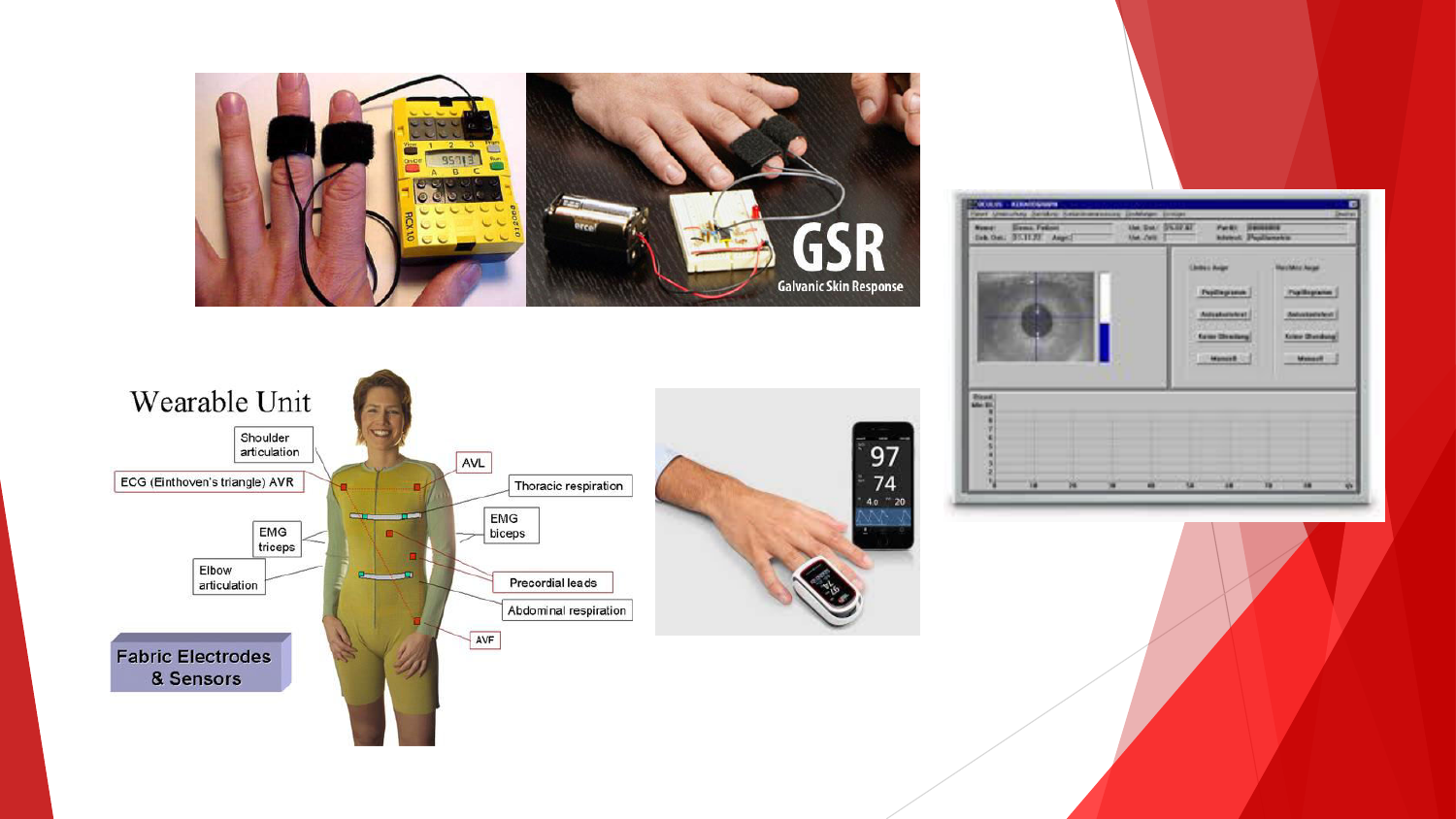GSR

Galvanic Skin Response

Wearable Unit

Shoulder articulation

ECG (Einthoven's triangle) AVR

AVL

Thoracic respiration

EMG triceps

EMG biceps

Elbow articulation

Precordial leads

Abdominal respiration

AVF

Fabric Electrodes & Sensors

97

74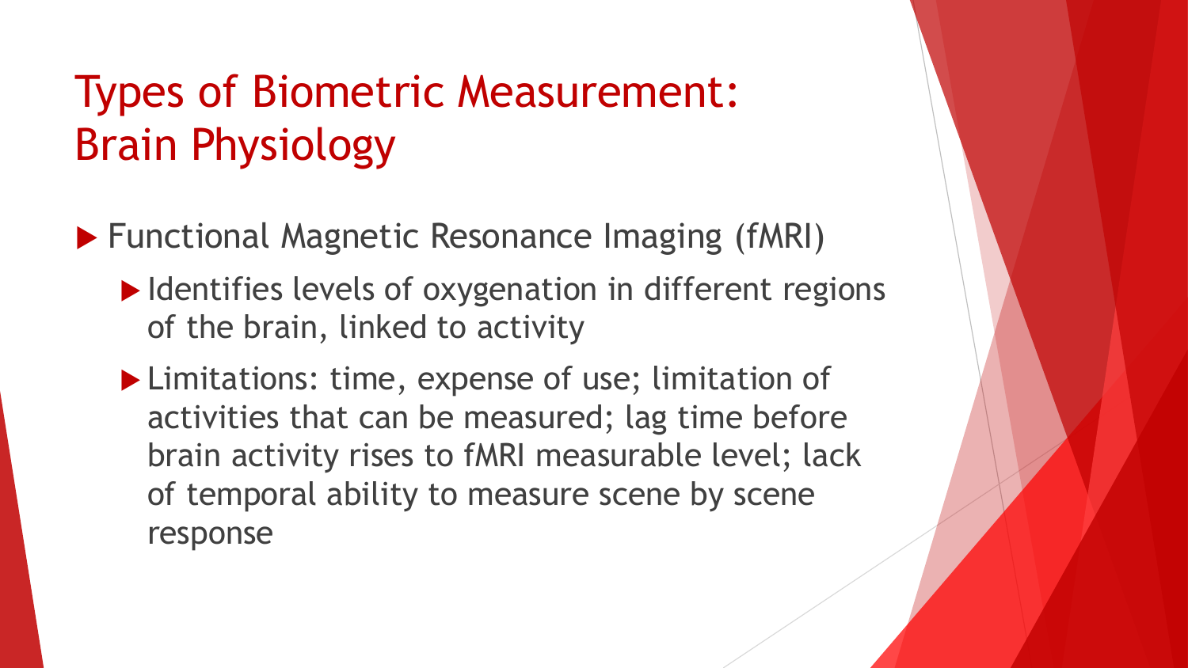# Types of Biometric Measurement: Brain Physiology

- Functional Magnetic Resonance Imaging (fMRI)
  - Identifies levels of oxygenation in different regions of the brain, linked to activity
  - Limitations: time, expense of use; limitation of activities that can be measured; lag time before brain activity rises to fMRI measurable level; lack of temporal ability to measure scene by scene response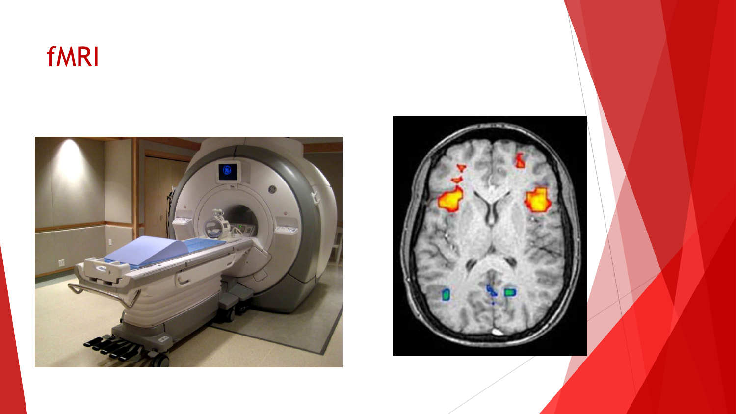# fMRI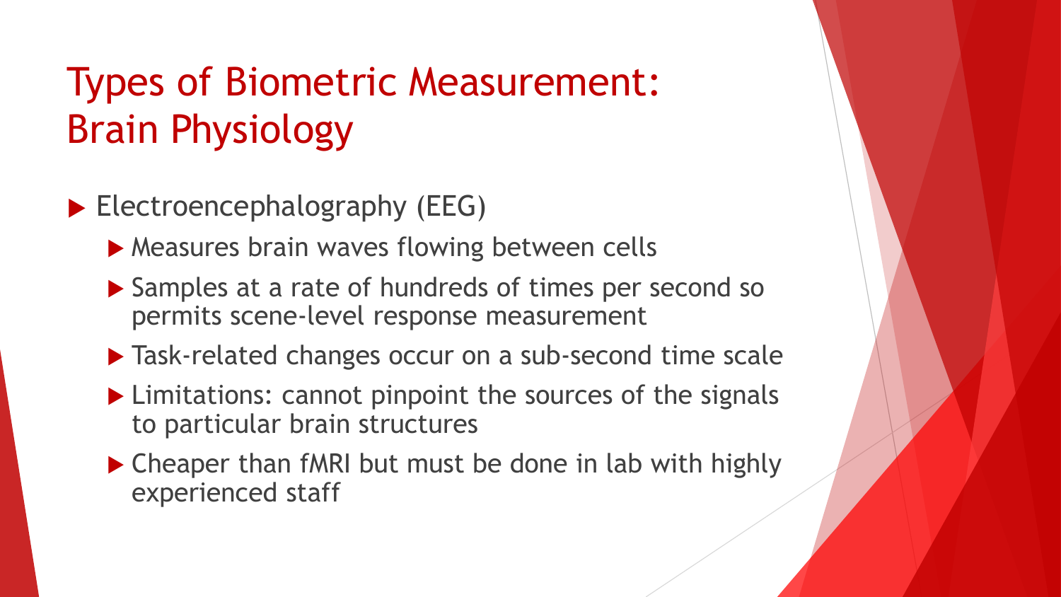# Types of Biometric Measurement: Brain Physiology

- Electroencephalography (EEG)
  - Measures brain waves flowing between cells
  - Samples at a rate of hundreds of times per second so permits scene-level response measurement
  - Task-related changes occur on a sub-second time scale
  - Limitations: cannot pinpoint the sources of the signals to particular brain structures
  - Cheaper than fMRI but must be done in lab with highly experienced staff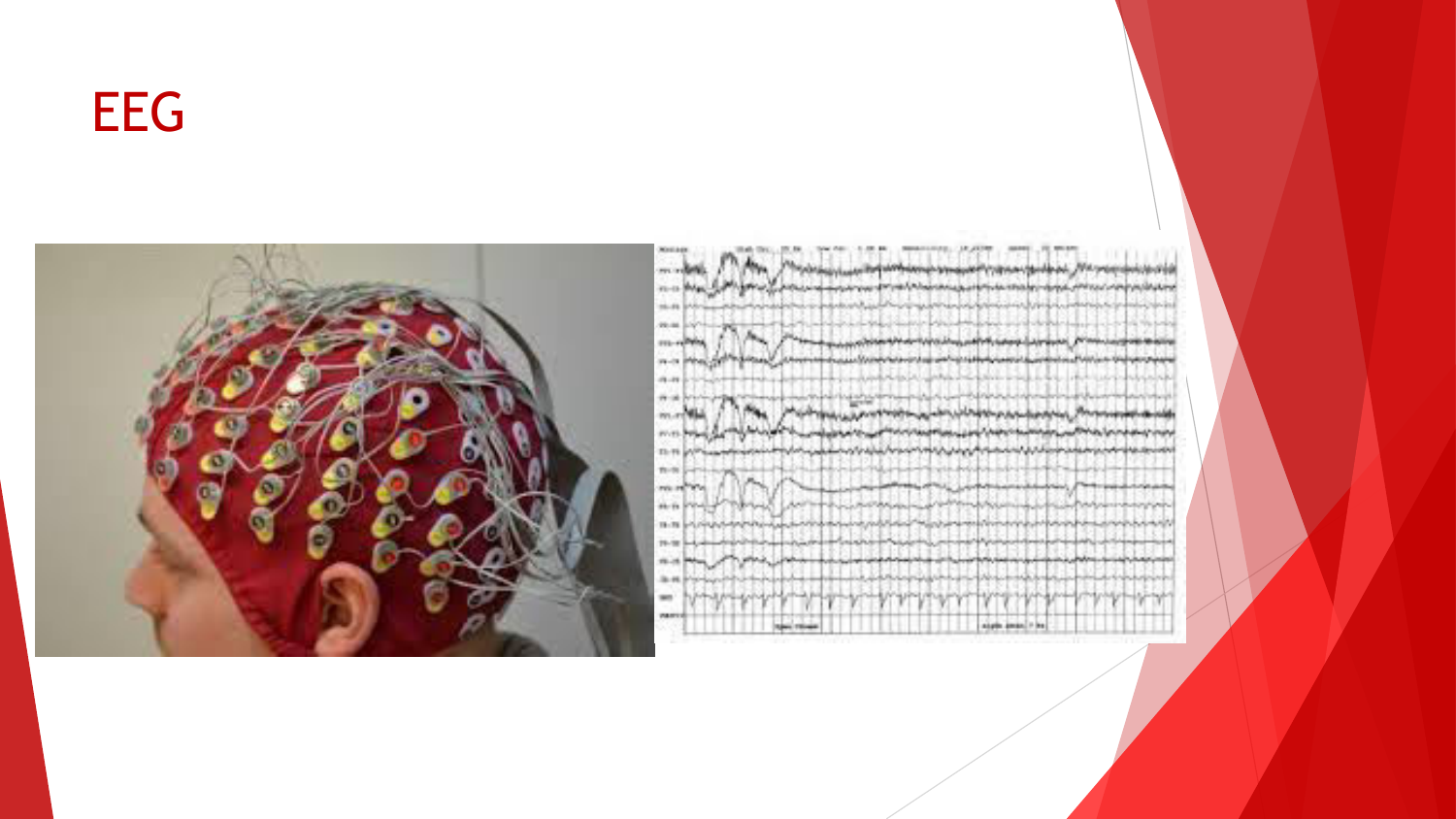# EEG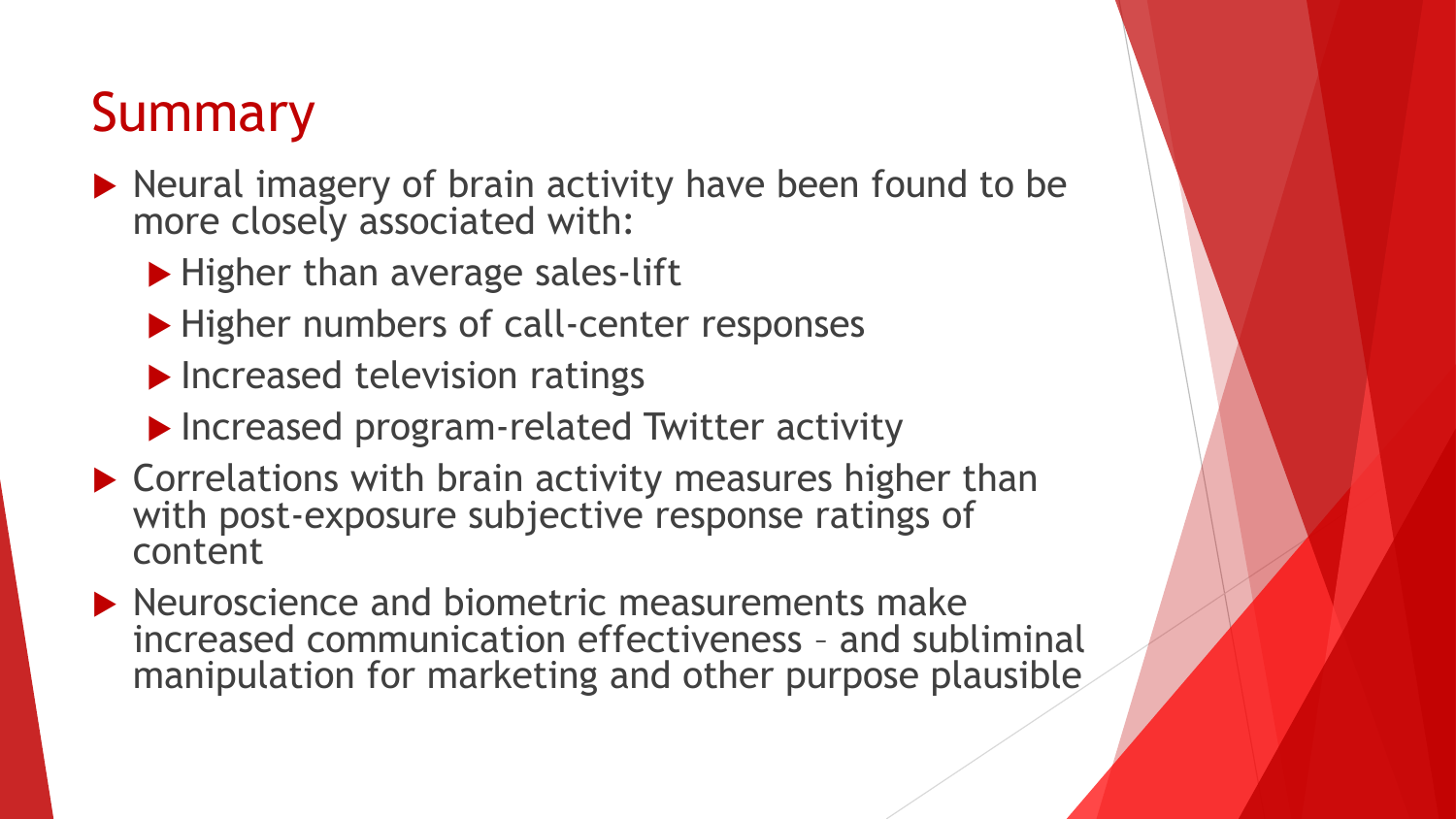# Summary

- Neural imagery of brain activity have been found to be more closely associated with:
  - Higher than average sales-lift
  - Higher numbers of call-center responses
  - Increased television ratings
  - Increased program-related Twitter activity
- Correlations with brain activity measures higher than with post-exposure subjective response ratings of content
- Neuroscience and biometric measurements make increased communication effectiveness – and subliminal manipulation for marketing and other purpose plausible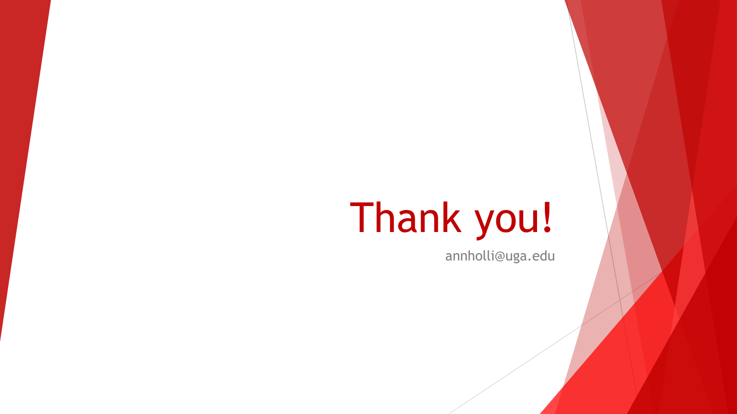# Thank you!

annholli@uga.edu